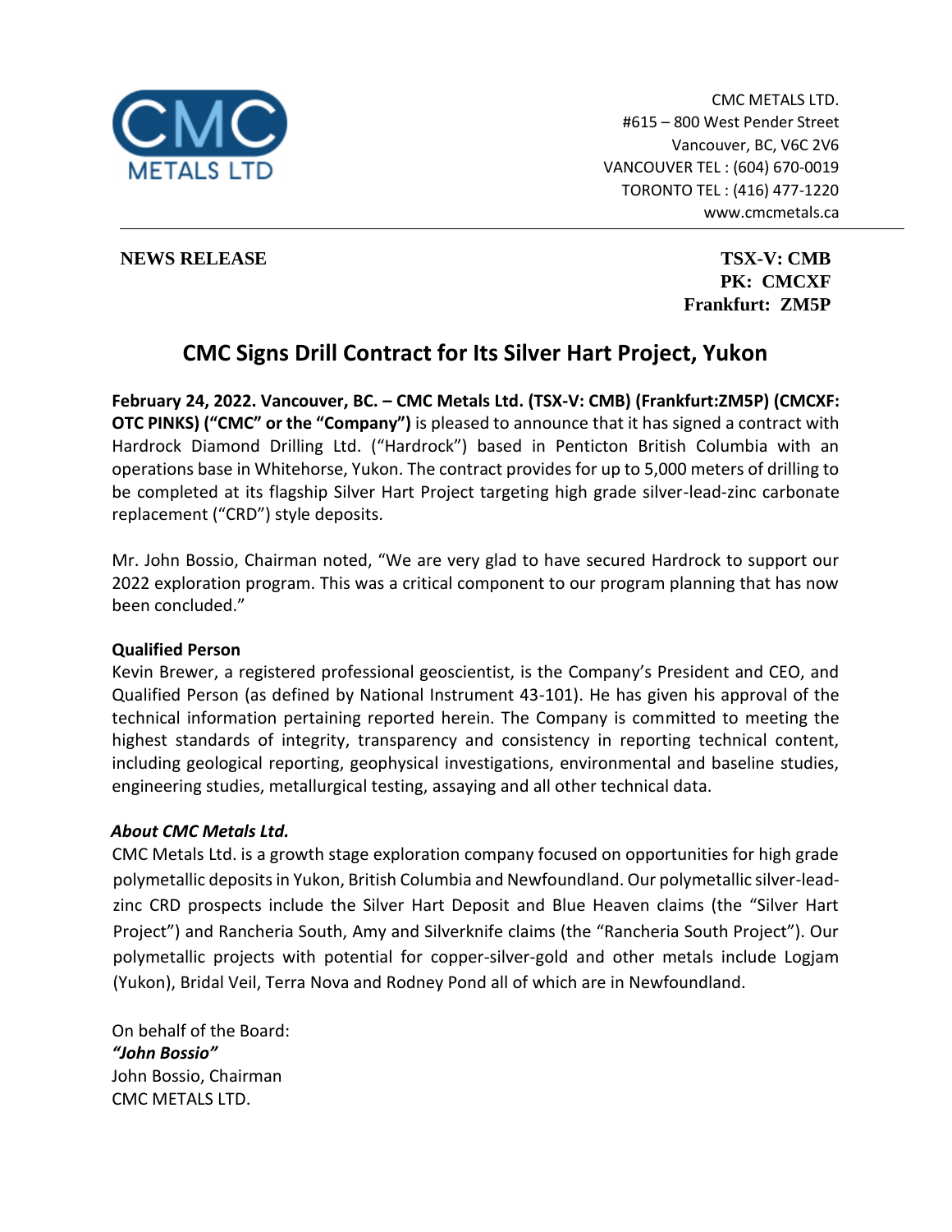CMC METALS LTD.
#615 – 800 West Pender Street
Vancouver, BC, V6C 2V6
VANCOUVER TEL : (604) 670-0019
TORONTO TEL : (416) 477-1220
www.cmcmetals.ca

**NEWS RELEASE**

**TSX-V: CMB**
**PK: CMCXF**
**Frankfurt: ZM5P**

# CMC Signs Drill Contract for Its Silver Hart Project, Yukon

**February 24, 2022. Vancouver, BC. – CMC Metals Ltd. (TSX-V: CMB) (Frankfurt:ZM5P) (CMCXF: OTC PINKS) ("CMC" or the "Company")** is pleased to announce that it has signed a contract with Hardrock Diamond Drilling Ltd. ("Hardrock") based in Penticton British Columbia with an operations base in Whitehorse, Yukon. The contract provides for up to 5,000 meters of drilling to be completed at its flagship Silver Hart Project targeting high grade silver-lead-zinc carbonate replacement ("CRD") style deposits.

Mr. John Bossio, Chairman noted, "We are very glad to have secured Hardrock to support our 2022 exploration program. This was a critical component to our program planning that has now been concluded."

**Qualified Person**

Kevin Brewer, a registered professional geoscientist, is the Company's President and CEO, and Qualified Person (as defined by National Instrument 43-101). He has given his approval of the technical information pertaining reported herein. The Company is committed to meeting the highest standards of integrity, transparency and consistency in reporting technical content, including geological reporting, geophysical investigations, environmental and baseline studies, engineering studies, metallurgical testing, assaying and all other technical data.

***About CMC Metals Ltd.***

CMC Metals Ltd. is a growth stage exploration company focused on opportunities for high grade polymetallic deposits in Yukon, British Columbia and Newfoundland. Our polymetallic silver-lead-zinc CRD prospects include the Silver Hart Deposit and Blue Heaven claims (the "Silver Hart Project") and Rancheria South, Amy and Silverknife claims (the "Rancheria South Project"). Our polymetallic projects with potential for copper-silver-gold and other metals include Logjam (Yukon), Bridal Veil, Terra Nova and Rodney Pond all of which are in Newfoundland.

On behalf of the Board:
***"John Bossio"***
John Bossio, Chairman
CMC METALS LTD.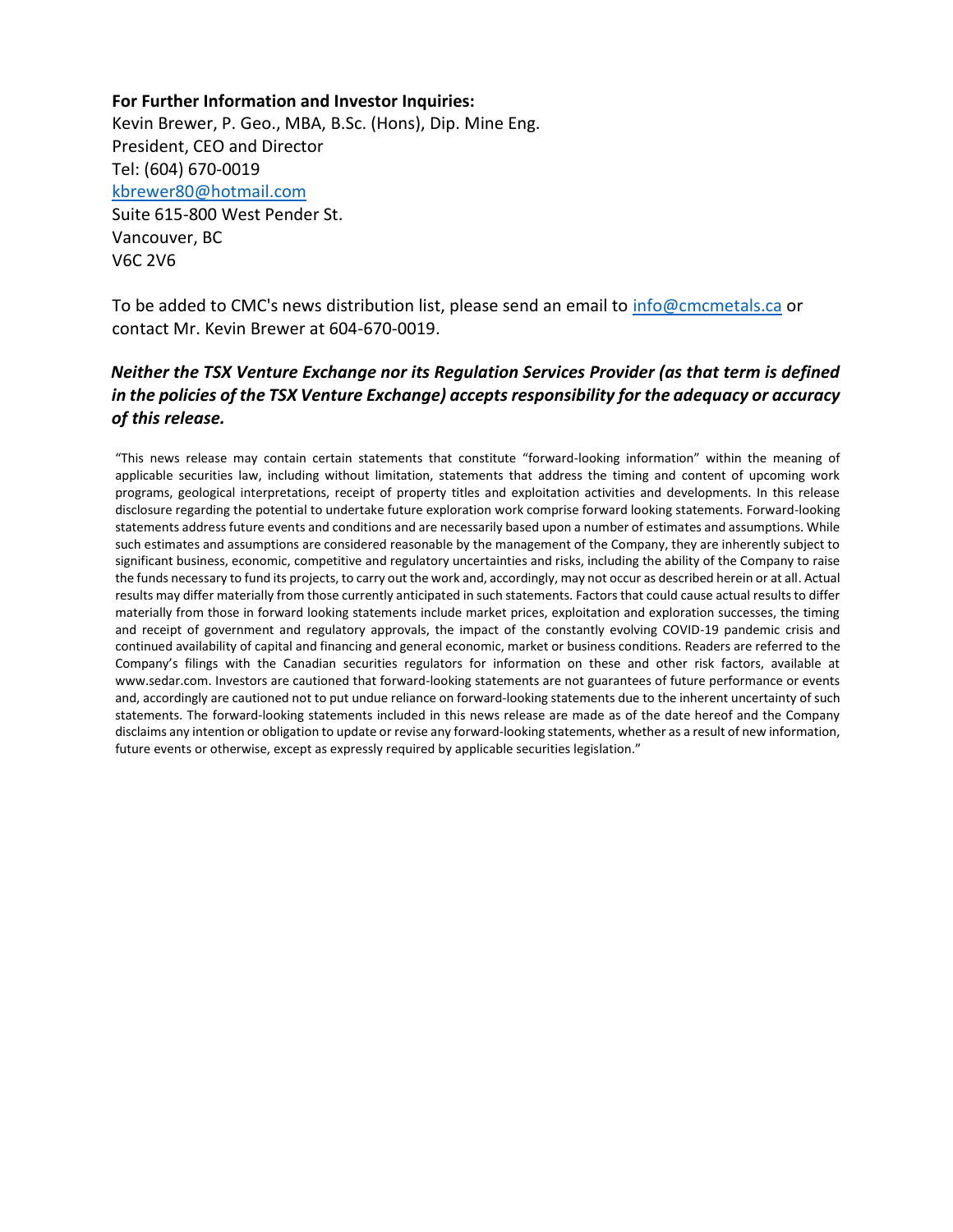**For Further Information and Investor Inquiries:**
Kevin Brewer, P. Geo., MBA, B.Sc. (Hons), Dip. Mine Eng.
President, CEO and Director
Tel: (604) 670-0019
kbrewer80@hotmail.com
Suite 615-800 West Pender St.
Vancouver, BC
V6C 2V6

To be added to CMC's news distribution list, please send an email to info@cmcmetals.ca or contact Mr. Kevin Brewer at 604-670-0019.

***Neither the TSX Venture Exchange nor its Regulation Services Provider (as that term is defined in the policies of the TSX Venture Exchange) accepts responsibility for the adequacy or accuracy of this release.***

"This news release may contain certain statements that constitute "forward-looking information" within the meaning of applicable securities law, including without limitation, statements that address the timing and content of upcoming work programs, geological interpretations, receipt of property titles and exploitation activities and developments. In this release disclosure regarding the potential to undertake future exploration work comprise forward looking statements. Forward-looking statements address future events and conditions and are necessarily based upon a number of estimates and assumptions. While such estimates and assumptions are considered reasonable by the management of the Company, they are inherently subject to significant business, economic, competitive and regulatory uncertainties and risks, including the ability of the Company to raise the funds necessary to fund its projects, to carry out the work and, accordingly, may not occur as described herein or at all. Actual results may differ materially from those currently anticipated in such statements. Factors that could cause actual results to differ materially from those in forward looking statements include market prices, exploitation and exploration successes, the timing and receipt of government and regulatory approvals, the impact of the constantly evolving COVID-19 pandemic crisis and continued availability of capital and financing and general economic, market or business conditions. Readers are referred to the Company's filings with the Canadian securities regulators for information on these and other risk factors, available at www.sedar.com. Investors are cautioned that forward-looking statements are not guarantees of future performance or events and, accordingly are cautioned not to put undue reliance on forward-looking statements due to the inherent uncertainty of such statements. The forward-looking statements included in this news release are made as of the date hereof and the Company disclaims any intention or obligation to update or revise any forward-looking statements, whether as a result of new information, future events or otherwise, except as expressly required by applicable securities legislation."